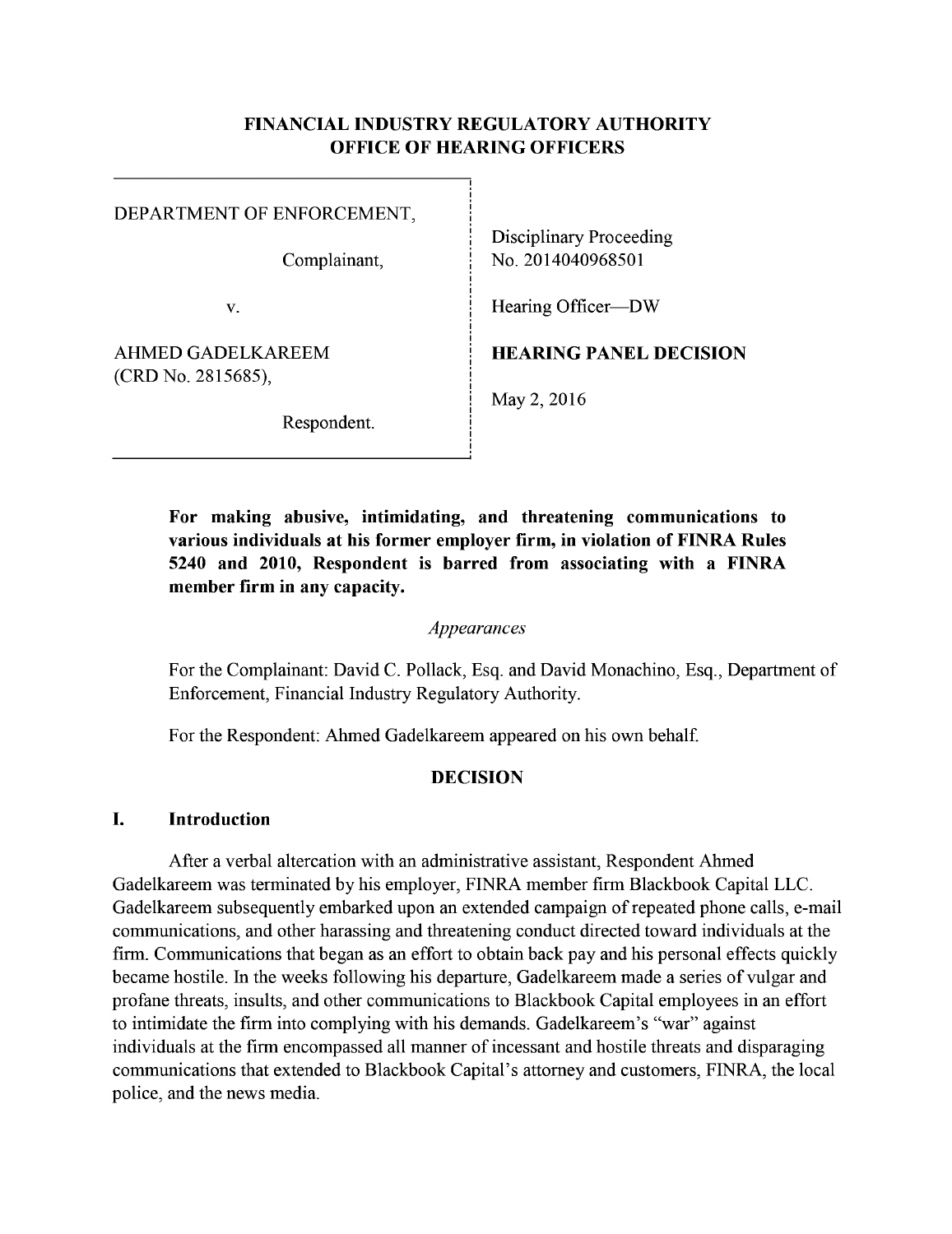# FINANCIAL INDUSTRY REGULATORY AUTHORITY
# OFFICE OF HEARING OFFICERS

| | |
|---|---|
| DEPARTMENT OF ENFORCEMENT,<br><br>Complainant,<br><br>v.<br><br>AHMED GADELKAREEM<br>(CRD No. 2815685),<br><br>Respondent. | Disciplinary Proceeding<br>No. 2014040968501<br><br>Hearing Officer—DW<br><br>**HEARING PANEL DECISION**<br><br>May 2, 2016 |

**For making abusive, intimidating, and threatening communications to various individuals at his former employer firm, in violation of FINRA Rules 5240 and 2010, Respondent is barred from associating with a FINRA member firm in any capacity.**

*Appearances*

For the Complainant: David C. Pollack, Esq. and David Monachino, Esq., Department of Enforcement, Financial Industry Regulatory Authority.

For the Respondent: Ahmed Gadelkareem appeared on his own behalf.

## DECISION

### I. Introduction

After a verbal altercation with an administrative assistant, Respondent Ahmed Gadelkareem was terminated by his employer, FINRA member firm Blackbook Capital LLC. Gadelkareem subsequently embarked upon an extended campaign of repeated phone calls, e-mail communications, and other harassing and threatening conduct directed toward individuals at the firm. Communications that began as an effort to obtain back pay and his personal effects quickly became hostile. In the weeks following his departure, Gadelkareem made a series of vulgar and profane threats, insults, and other communications to Blackbook Capital employees in an effort to intimidate the firm into complying with his demands. Gadelkareem's "war" against individuals at the firm encompassed all manner of incessant and hostile threats and disparaging communications that extended to Blackbook Capital's attorney and customers, FINRA, the local police, and the news media.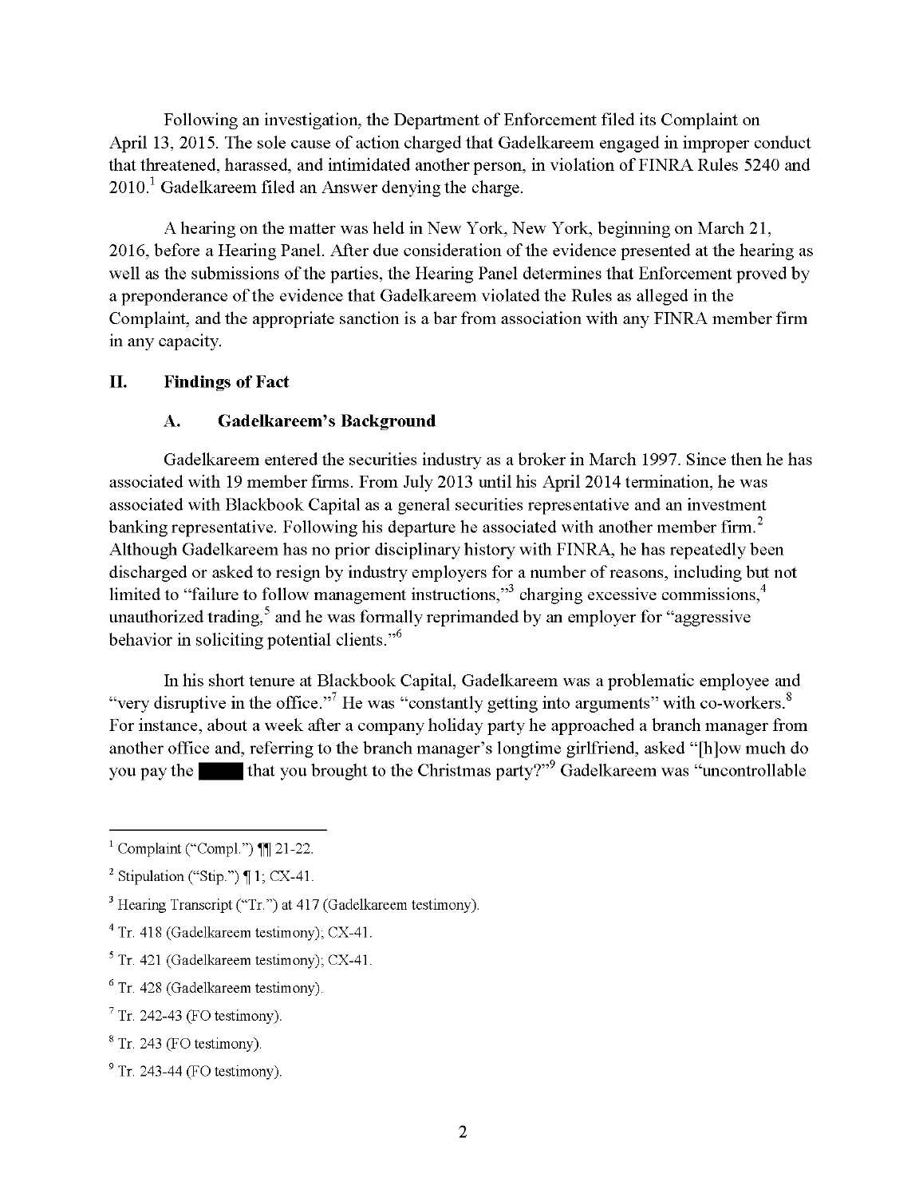Following an investigation, the Department of Enforcement filed its Complaint on April 13, 2015. The sole cause of action charged that Gadelkareem engaged in improper conduct that threatened, harassed, and intimidated another person, in violation of FINRA Rules 5240 and 2010.[1] Gadelkareem filed an Answer denying the charge.

A hearing on the matter was held in New York, New York, beginning on March 21, 2016, before a Hearing Panel. After due consideration of the evidence presented at the hearing as well as the submissions of the parties, the Hearing Panel determines that Enforcement proved by a preponderance of the evidence that Gadelkareem violated the Rules as alleged in the Complaint, and the appropriate sanction is a bar from association with any FINRA member firm in any capacity.

## II. Findings of Fact

### A. Gadelkareem's Background

Gadelkareem entered the securities industry as a broker in March 1997. Since then he has associated with 19 member firms. From July 2013 until his April 2014 termination, he was associated with Blackbook Capital as a general securities representative and an investment banking representative. Following his departure he associated with another member firm.[2] Although Gadelkareem has no prior disciplinary history with FINRA, he has repeatedly been discharged or asked to resign by industry employers for a number of reasons, including but not limited to "failure to follow management instructions,"[3] charging excessive commissions,[4] unauthorized trading,[5] and he was formally reprimanded by an employer for "aggressive behavior in soliciting potential clients."[6]

In his short tenure at Blackbook Capital, Gadelkareem was a problematic employee and "very disruptive in the office."[7] He was "constantly getting into arguments" with co-workers.[8] For instance, about a week after a company holiday party he approached a branch manager from another office and, referring to the branch manager's longtime girlfriend, asked "[h]ow much do you pay the ████ that you brought to the Christmas party?"[9] Gadelkareem was "uncontrollable

---

[1] Complaint ("Compl.") ¶¶ 21-22.

[2] Stipulation ("Stip.") ¶ 1; CX-41.

[3] Hearing Transcript ("Tr.") at 417 (Gadelkareem testimony).

[4] Tr. 418 (Gadelkareem testimony); CX-41.

[5] Tr. 421 (Gadelkareem testimony); CX-41.

[6] Tr. 428 (Gadelkareem testimony).

[7] Tr. 242-43 (FO testimony).

[8] Tr. 243 (FO testimony).

[9] Tr. 243-44 (FO testimony).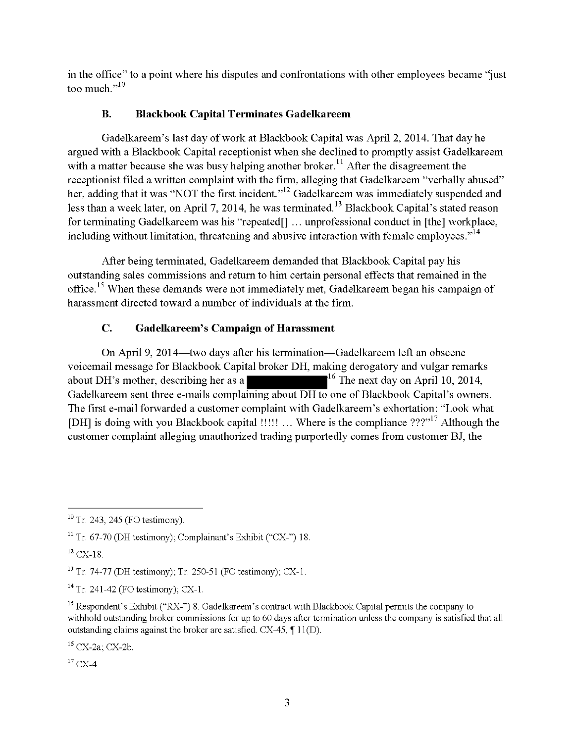in the office" to a point where his disputes and confrontations with other employees became "just too much."[10]

### B. Blackbook Capital Terminates Gadelkareem

Gadelkareem's last day of work at Blackbook Capital was April 2, 2014. That day he argued with a Blackbook Capital receptionist when she declined to promptly assist Gadelkareem with a matter because she was busy helping another broker.[11] After the disagreement the receptionist filed a written complaint with the firm, alleging that Gadelkareem "verbally abused" her, adding that it was "NOT the first incident."[12] Gadelkareem was immediately suspended and less than a week later, on April 7, 2014, he was terminated.[13] Blackbook Capital's stated reason for terminating Gadelkareem was his "repeated[] … unprofessional conduct in [the] workplace, including without limitation, threatening and abusive interaction with female employees."[14]

After being terminated, Gadelkareem demanded that Blackbook Capital pay his outstanding sales commissions and return to him certain personal effects that remained in the office.[15] When these demands were not immediately met, Gadelkareem began his campaign of harassment directed toward a number of individuals at the firm.

### C. Gadelkareem's Campaign of Harassment

On April 9, 2014—two days after his termination—Gadelkareem left an obscene voicemail message for Blackbook Capital broker DH, making derogatory and vulgar remarks about DH's mother, describing her as a [REDACTED][16] The next day on April 10, 2014, Gadelkareem sent three e-mails complaining about DH to one of Blackbook Capital's owners. The first e-mail forwarded a customer complaint with Gadelkareem's exhortation: "Look what [DH] is doing with you Blackbook capital !!!!! … Where is the compliance ???"[17] Although the customer complaint alleging unauthorized trading purportedly comes from customer BJ, the

---

[10] Tr. 243, 245 (FO testimony).

[11] Tr. 67-70 (DH testimony); Complainant's Exhibit ("CX-") 18.

[12] CX-18.

[13] Tr. 74-77 (DH testimony); Tr. 250-51 (FO testimony); CX-1.

[14] Tr. 241-42 (FO testimony); CX-1.

[15] Respondent's Exhibit ("RX-") 8. Gadelkareem's contract with Blackbook Capital permits the company to withhold outstanding broker commissions for up to 60 days after termination unless the company is satisfied that all outstanding claims against the broker are satisfied. CX-45, ¶ 11(D).

[16] CX-2a; CX-2b.

[17] CX-4.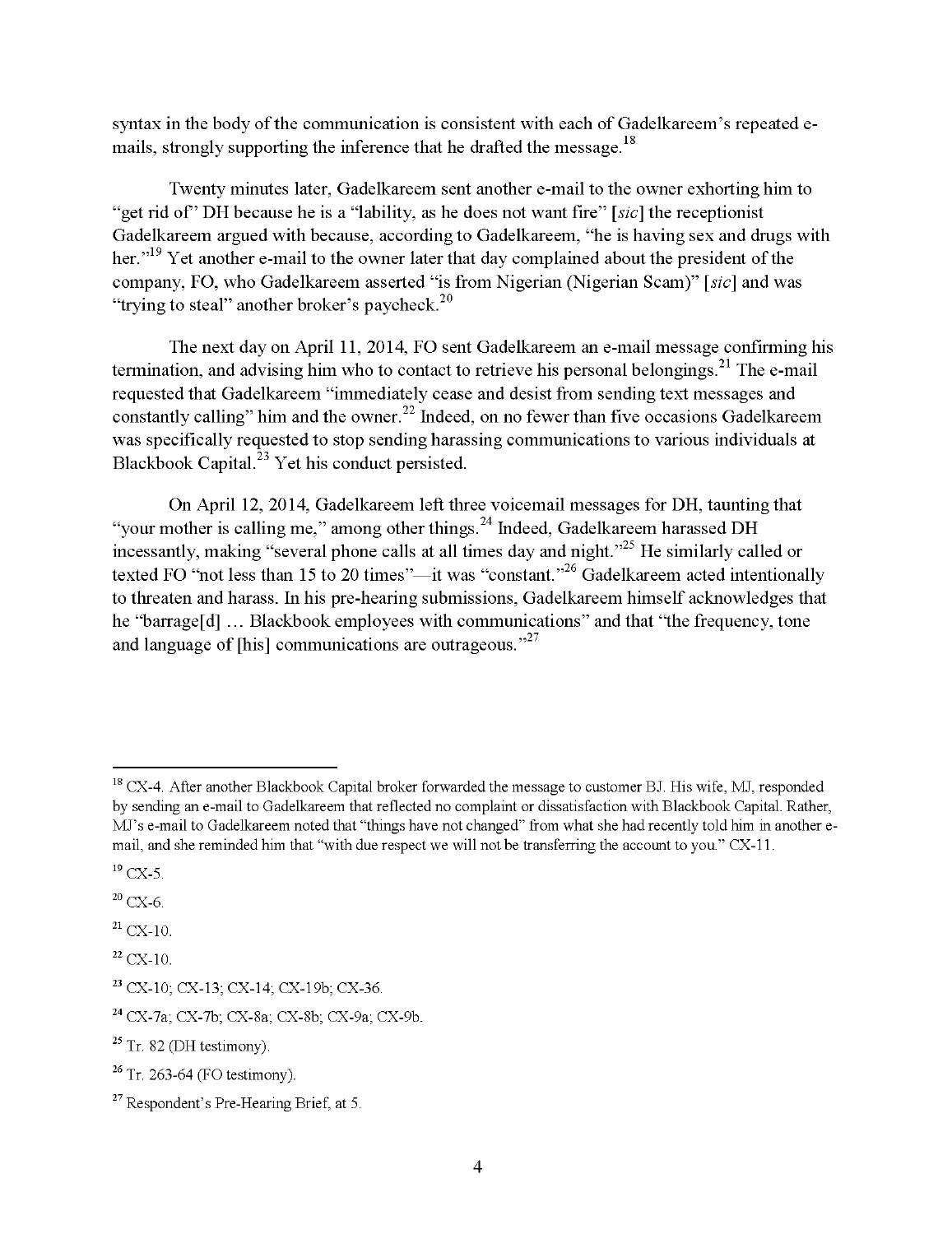syntax in the body of the communication is consistent with each of Gadelkareem's repeated e-mails, strongly supporting the inference that he drafted the message.[18]

Twenty minutes later, Gadelkareem sent another e-mail to the owner exhorting him to "get rid of" DH because he is a "lability, as he does not want fire" [*sic*] the receptionist Gadelkareem argued with because, according to Gadelkareem, "he is having sex and drugs with her."[19] Yet another e-mail to the owner later that day complained about the president of the company, FO, who Gadelkareem asserted "is from Nigerian (Nigerian Scam)" [*sic*] and was "trying to steal" another broker's paycheck.[20]

The next day on April 11, 2014, FO sent Gadelkareem an e-mail message confirming his termination, and advising him who to contact to retrieve his personal belongings.[21] The e-mail requested that Gadelkareem "immediately cease and desist from sending text messages and constantly calling" him and the owner.[22] Indeed, on no fewer than five occasions Gadelkareem was specifically requested to stop sending harassing communications to various individuals at Blackbook Capital.[23] Yet his conduct persisted.

On April 12, 2014, Gadelkareem left three voicemail messages for DH, taunting that "your mother is calling me," among other things.[24] Indeed, Gadelkareem harassed DH incessantly, making "several phone calls at all times day and night."[25] He similarly called or texted FO "not less than 15 to 20 times"—it was "constant."[26] Gadelkareem acted intentionally to threaten and harass. In his pre-hearing submissions, Gadelkareem himself acknowledges that he "barrage[d] … Blackbook employees with communications" and that "the frequency, tone and language of [his] communications are outrageous."[27]

---

[18] CX-4. After another Blackbook Capital broker forwarded the message to customer BJ. His wife, MJ, responded by sending an e-mail to Gadelkareem that reflected no complaint or dissatisfaction with Blackbook Capital. Rather, MJ's e-mail to Gadelkareem noted that "things have not changed" from what she had recently told him in another e-mail, and she reminded him that "with due respect we will not be transferring the account to you." CX-11.

[19] CX-5.

[20] CX-6.

[21] CX-10.

[22] CX-10.

[23] CX-10; CX-13; CX-14; CX-19b; CX-36.

[24] CX-7a; CX-7b; CX-8a; CX-8b; CX-9a; CX-9b.

[25] Tr. 82 (DH testimony).

[26] Tr. 263-64 (FO testimony).

[27] Respondent's Pre-Hearing Brief, at 5.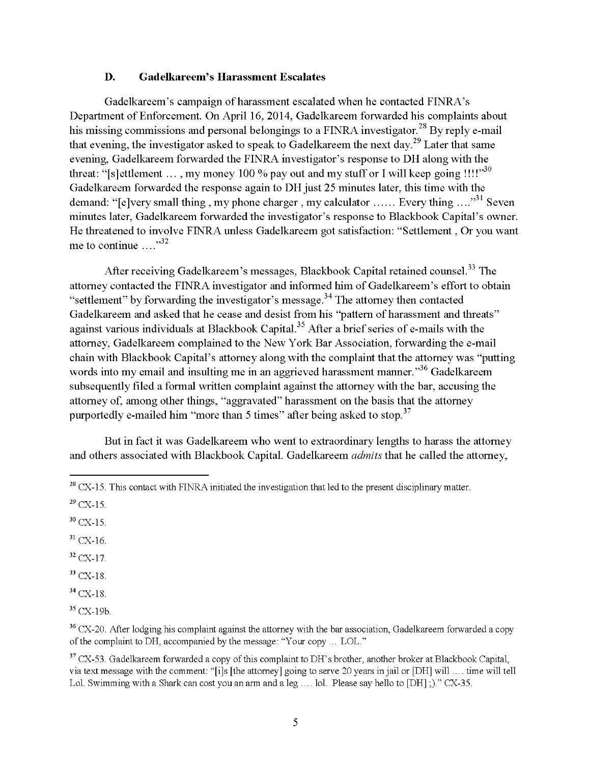### D. Gadelkareem's Harassment Escalates

Gadelkareem's campaign of harassment escalated when he contacted FINRA's Department of Enforcement. On April 16, 2014, Gadelkareem forwarded his complaints about his missing commissions and personal belongings to a FINRA investigator.[28] By reply e-mail that evening, the investigator asked to speak to Gadelkareem the next day.[29] Later that same evening, Gadelkareem forwarded the FINRA investigator's response to DH along with the threat: "[s]ettlement … , my money 100 % pay out and my stuff or I will keep going !!!!"[30] Gadelkareem forwarded the response again to DH just 25 minutes later, this time with the demand: "[e]very small thing , my phone charger , my calculator …… Every thing …."[31] Seven minutes later, Gadelkareem forwarded the investigator's response to Blackbook Capital's owner. He threatened to involve FINRA unless Gadelkareem got satisfaction: "Settlement , Or you want me to continue …."[32]

After receiving Gadelkareem's messages, Blackbook Capital retained counsel.[33] The attorney contacted the FINRA investigator and informed him of Gadelkareem's effort to obtain "settlement" by forwarding the investigator's message.[34] The attorney then contacted Gadelkareem and asked that he cease and desist from his "pattern of harassment and threats" against various individuals at Blackbook Capital.[35] After a brief series of e-mails with the attorney, Gadelkareem complained to the New York Bar Association, forwarding the e-mail chain with Blackbook Capital's attorney along with the complaint that the attorney was "putting words into my email and insulting me in an aggrieved harassment manner."[36] Gadelkareem subsequently filed a formal written complaint against the attorney with the bar, accusing the attorney of, among other things, "aggravated" harassment on the basis that the attorney purportedly e-mailed him "more than 5 times" after being asked to stop.[37]

But in fact it was Gadelkareem who went to extraordinary lengths to harass the attorney and others associated with Blackbook Capital. Gadelkareem *admits* that he called the attorney,

---

[28] CX-15. This contact with FINRA initiated the investigation that led to the present disciplinary matter.

[29] CX-15.

[30] CX-15.

[31] CX-16.

[32] CX-17.

[33] CX-18.

[34] CX-18.

[35] CX-19b.

[36] CX-20. After lodging his complaint against the attorney with the bar association, Gadelkareem forwarded a copy of the complaint to DH, accompanied by the message: "Your copy … LOL."

[37] CX-53. Gadelkareem forwarded a copy of this complaint to DH's brother, another broker at Blackbook Capital, via text message with the comment: "[i]s [the attorney] going to serve 20 years in jail or [DH] will …. time will tell Lol. Swimming with a Shark can cost you an arm and a leg …. lol. Please say hello to [DH] ;)." CX-35.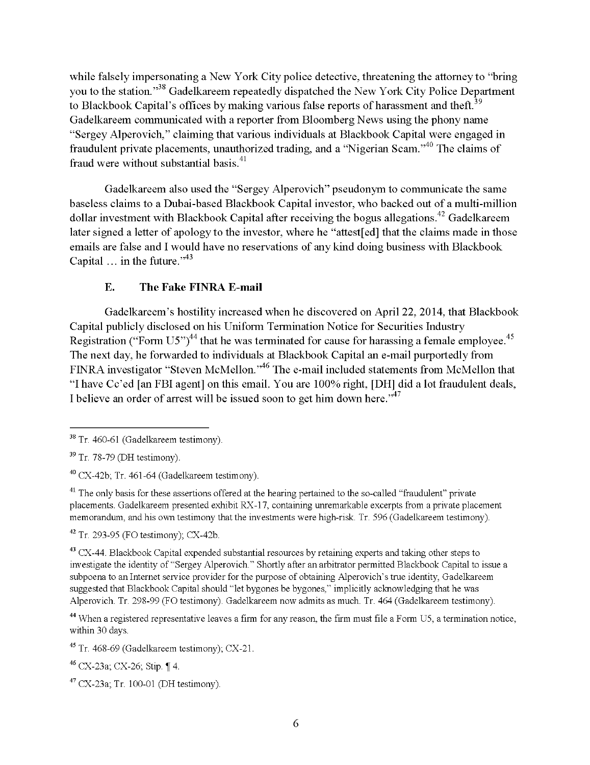while falsely impersonating a New York City police detective, threatening the attorney to "bring you to the station."[38] Gadelkareem repeatedly dispatched the New York City Police Department to Blackbook Capital's offices by making various false reports of harassment and theft.[39] Gadelkareem communicated with a reporter from Bloomberg News using the phony name "Sergey Alperovich," claiming that various individuals at Blackbook Capital were engaged in fraudulent private placements, unauthorized trading, and a "Nigerian Scam."[40] The claims of fraud were without substantial basis.[41]

Gadelkareem also used the "Sergey Alperovich" pseudonym to communicate the same baseless claims to a Dubai-based Blackbook Capital investor, who backed out of a multi-million dollar investment with Blackbook Capital after receiving the bogus allegations.[42] Gadelkareem later signed a letter of apology to the investor, where he "attest[ed] that the claims made in those emails are false and I would have no reservations of any kind doing business with Blackbook Capital … in the future."[43]

### E. The Fake FINRA E-mail

Gadelkareem's hostility increased when he discovered on April 22, 2014, that Blackbook Capital publicly disclosed on his Uniform Termination Notice for Securities Industry Registration ("Form U5")[44] that he was terminated for cause for harassing a female employee.[45] The next day, he forwarded to individuals at Blackbook Capital an e-mail purportedly from FINRA investigator "Steven McMellon."[46] The e-mail included statements from McMellon that "I have Cc'ed [an FBI agent] on this email. You are 100% right, [DH] did a lot fraudulent deals, I believe an order of arrest will be issued soon to get him down here."[47]

---

[38] Tr. 460-61 (Gadelkareem testimony).

[39] Tr. 78-79 (DH testimony).

[40] CX-42b; Tr. 461-64 (Gadelkareem testimony).

[41] The only basis for these assertions offered at the hearing pertained to the so-called "fraudulent" private placements. Gadelkareem presented exhibit RX-17, containing unremarkable excerpts from a private placement memorandum, and his own testimony that the investments were high-risk. Tr. 596 (Gadelkareem testimony).

[42] Tr. 293-95 (FO testimony); CX-42b.

[43] CX-44. Blackbook Capital expended substantial resources by retaining experts and taking other steps to investigate the identity of "Sergey Alperovich." Shortly after an arbitrator permitted Blackbook Capital to issue a subpoena to an Internet service provider for the purpose of obtaining Alperovich's true identity, Gadelkareem suggested that Blackbook Capital should "let bygones be bygones," implicitly acknowledging that he was Alperovich. Tr. 298-99 (FO testimony). Gadelkareem now admits as much. Tr. 464 (Gadelkareem testimony).

[44] When a registered representative leaves a firm for any reason, the firm must file a Form U5, a termination notice, within 30 days.

[45] Tr. 468-69 (Gadelkareem testimony); CX-21.

[46] CX-23a; CX-26; Stip. ¶ 4.

[47] CX-23a; Tr. 100-01 (DH testimony).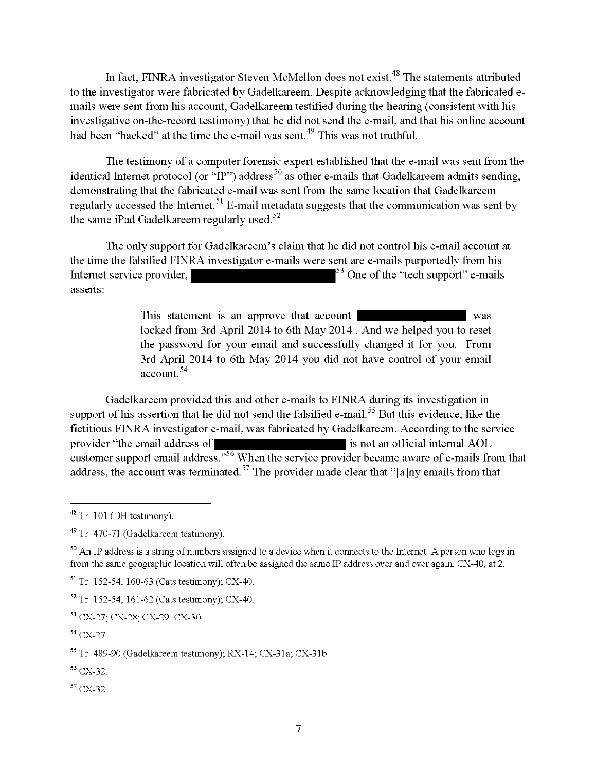In fact, FINRA investigator Steven McMellon does not exist.[48] The statements attributed to the investigator were fabricated by Gadelkareem. Despite acknowledging that the fabricated e-mails were sent from his account, Gadelkareem testified during the hearing (consistent with his investigative on-the-record testimony) that he did not send the e-mail, and that his online account had been "hacked" at the time the e-mail was sent.[49] This was not truthful.

The testimony of a computer forensic expert established that the e-mail was sent from the identical Internet protocol (or "IP") address[50] as other e-mails that Gadelkareem admits sending, demonstrating that the fabricated e-mail was sent from the same location that Gadelkareem regularly accessed the Internet.[51] E-mail metadata suggests that the communication was sent by the same iPad Gadelkareem regularly used.[52]

The only support for Gadelkareem's claim that he did not control his e-mail account at the time the falsified FINRA investigator e-mails were sent are e-mails purportedly from his Internet service provider, [REDACTED][53] One of the "tech support" e-mails asserts:

> This statement is an approve that account [REDACTED] was locked from 3rd April 2014 to 6th May 2014 . And we helped you to reset the password for your email and successfully changed it for you. From 3rd April 2014 to 6th May 2014 you did not have control of your email account.[54]

Gadelkareem provided this and other e-mails to FINRA during its investigation in support of his assertion that he did not send the falsified e-mail.[55] But this evidence, like the fictitious FINRA investigator e-mail, was fabricated by Gadelkareem. According to the service provider "the email address of [REDACTED] is not an official internal AOL customer support email address."[56] When the service provider became aware of e-mails from that address, the account was terminated.[57] The provider made clear that "[a]ny emails from that

---

[48] Tr. 101 (DH testimony).

[49] Tr. 470-71 (Gadelkareem testimony).

[50] An IP address is a string of numbers assigned to a device when it connects to the Internet. A person who logs in from the same geographic location will often be assigned the same IP address over and over again. CX-40, at 2.

[51] Tr. 152-54, 160-63 (Cats testimony); CX-40.

[52] Tr. 152-54, 161-62 (Cats testimony); CX-40.

[53] CX-27; CX-28; CX-29; CX-30.

[54] CX-27.

[55] Tr. 489-90 (Gadelkareem testimony); RX-14; CX-31a; CX-31b.

[56] CX-32.

[57] CX-32.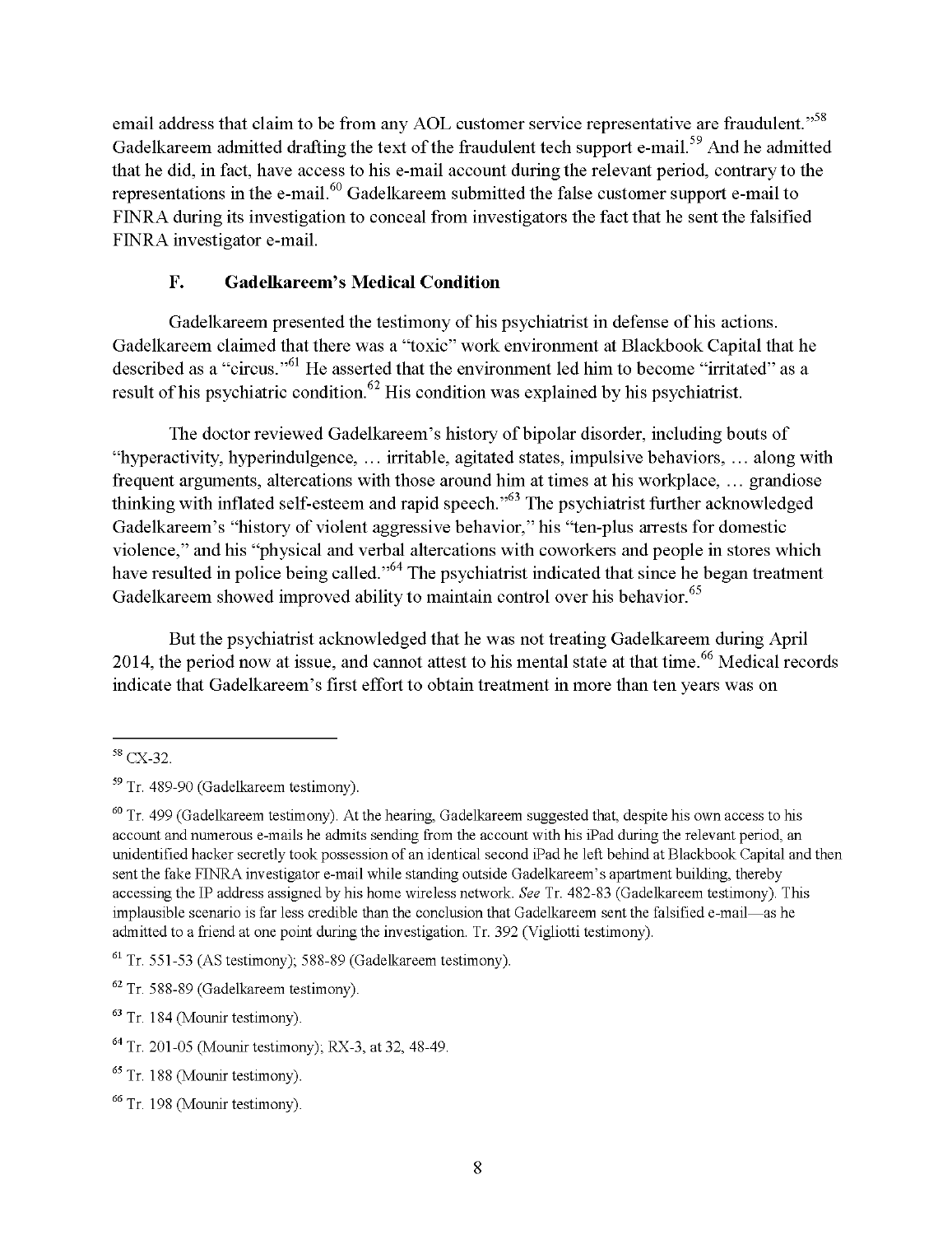email address that claim to be from any AOL customer service representative are fraudulent."[58] Gadelkareem admitted drafting the text of the fraudulent tech support e-mail.[59] And he admitted that he did, in fact, have access to his e-mail account during the relevant period, contrary to the representations in the e-mail.[60] Gadelkareem submitted the false customer support e-mail to FINRA during its investigation to conceal from investigators the fact that he sent the falsified FINRA investigator e-mail.

### F. Gadelkareem's Medical Condition

Gadelkareem presented the testimony of his psychiatrist in defense of his actions. Gadelkareem claimed that there was a "toxic" work environment at Blackbook Capital that he described as a "circus."[61] He asserted that the environment led him to become "irritated" as a result of his psychiatric condition.[62] His condition was explained by his psychiatrist.

The doctor reviewed Gadelkareem's history of bipolar disorder, including bouts of "hyperactivity, hyperindulgence, … irritable, agitated states, impulsive behaviors, … along with frequent arguments, altercations with those around him at times at his workplace, … grandiose thinking with inflated self-esteem and rapid speech."[63] The psychiatrist further acknowledged Gadelkareem's "history of violent aggressive behavior," his "ten-plus arrests for domestic violence," and his "physical and verbal altercations with coworkers and people in stores which have resulted in police being called."[64] The psychiatrist indicated that since he began treatment Gadelkareem showed improved ability to maintain control over his behavior.[65]

But the psychiatrist acknowledged that he was not treating Gadelkareem during April 2014, the period now at issue, and cannot attest to his mental state at that time.[66] Medical records indicate that Gadelkareem's first effort to obtain treatment in more than ten years was on

---

[58] CX-32.

[59] Tr. 489-90 (Gadelkareem testimony).

[60] Tr. 499 (Gadelkareem testimony). At the hearing, Gadelkareem suggested that, despite his own access to his account and numerous e-mails he admits sending from the account with his iPad during the relevant period, an unidentified hacker secretly took possession of an identical second iPad he left behind at Blackbook Capital and then sent the fake FINRA investigator e-mail while standing outside Gadelkareem's apartment building, thereby accessing the IP address assigned by his home wireless network. *See* Tr. 482-83 (Gadelkareem testimony). This implausible scenario is far less credible than the conclusion that Gadelkareem sent the falsified e-mail—as he admitted to a friend at one point during the investigation. Tr. 392 (Vigliotti testimony).

[61] Tr. 551-53 (AS testimony); 588-89 (Gadelkareem testimony).

[62] Tr. 588-89 (Gadelkareem testimony).

[63] Tr. 184 (Mounir testimony).

[64] Tr. 201-05 (Mounir testimony); RX-3, at 32, 48-49.

[65] Tr. 188 (Mounir testimony).

[66] Tr. 198 (Mounir testimony).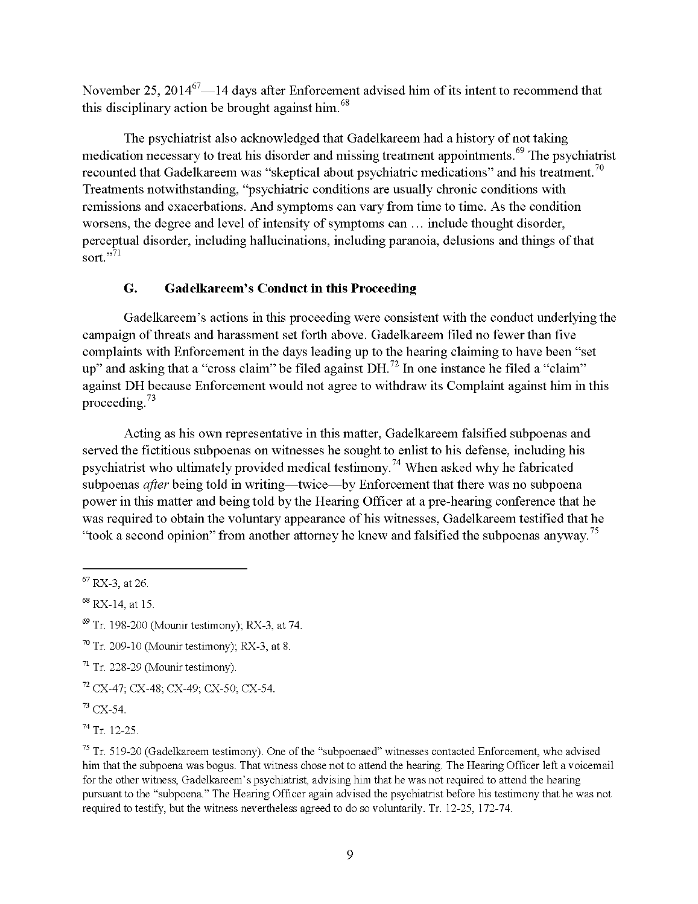November 25, 2014[67]—14 days after Enforcement advised him of its intent to recommend that this disciplinary action be brought against him.[68]

The psychiatrist also acknowledged that Gadelkareem had a history of not taking medication necessary to treat his disorder and missing treatment appointments.[69] The psychiatrist recounted that Gadelkareem was "skeptical about psychiatric medications" and his treatment.[70] Treatments notwithstanding, "psychiatric conditions are usually chronic conditions with remissions and exacerbations. And symptoms can vary from time to time. As the condition worsens, the degree and level of intensity of symptoms can … include thought disorder, perceptual disorder, including hallucinations, including paranoia, delusions and things of that sort."[71]

### G. Gadelkareem's Conduct in this Proceeding

Gadelkareem's actions in this proceeding were consistent with the conduct underlying the campaign of threats and harassment set forth above. Gadelkareem filed no fewer than five complaints with Enforcement in the days leading up to the hearing claiming to have been "set up" and asking that a "cross claim" be filed against DH.[72] In one instance he filed a "claim" against DH because Enforcement would not agree to withdraw its Complaint against him in this proceeding.[73]

Acting as his own representative in this matter, Gadelkareem falsified subpoenas and served the fictitious subpoenas on witnesses he sought to enlist to his defense, including his psychiatrist who ultimately provided medical testimony.[74] When asked why he fabricated subpoenas *after* being told in writing—twice—by Enforcement that there was no subpoena power in this matter and being told by the Hearing Officer at a pre-hearing conference that he was required to obtain the voluntary appearance of his witnesses, Gadelkareem testified that he "took a second opinion" from another attorney he knew and falsified the subpoenas anyway.[75]

---

[67] RX-3, at 26.

[68] RX-14, at 15.

[69] Tr. 198-200 (Mounir testimony); RX-3, at 74.

[70] Tr. 209-10 (Mounir testimony); RX-3, at 8.

[71] Tr. 228-29 (Mounir testimony).

[72] CX-47; CX-48; CX-49; CX-50; CX-54.

[73] CX-54.

[74] Tr. 12-25.

[75] Tr. 519-20 (Gadelkareem testimony). One of the "subpoenaed" witnesses contacted Enforcement, who advised him that the subpoena was bogus. That witness chose not to attend the hearing. The Hearing Officer left a voicemail for the other witness, Gadelkareem's psychiatrist, advising him that he was not required to attend the hearing pursuant to the "subpoena." The Hearing Officer again advised the psychiatrist before his testimony that he was not required to testify, but the witness nevertheless agreed to do so voluntarily. Tr. 12-25, 172-74.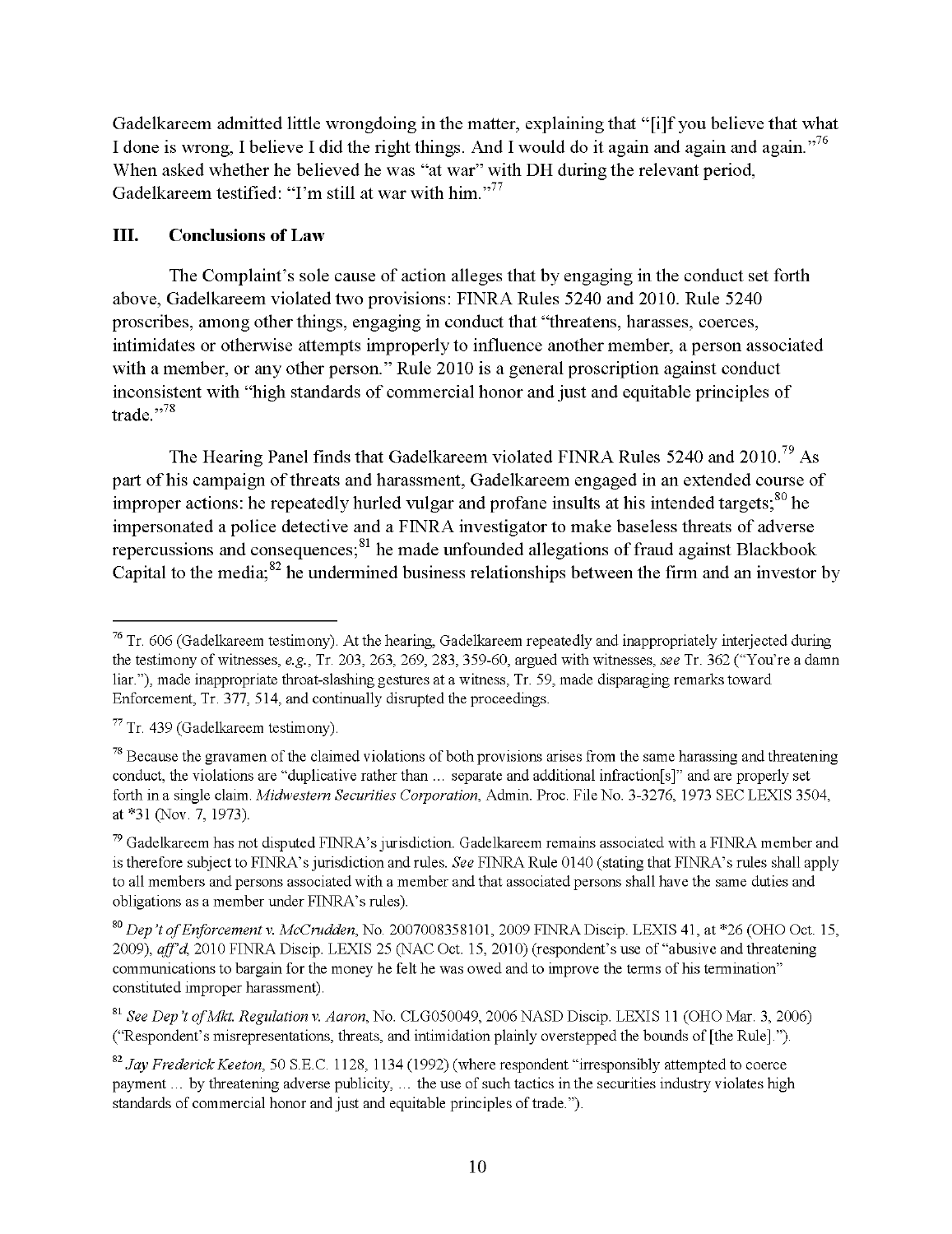Gadelkareem admitted little wrongdoing in the matter, explaining that "[i]f you believe that what I done is wrong, I believe I did the right things. And I would do it again and again and again."[76] When asked whether he believed he was "at war" with DH during the relevant period, Gadelkareem testified: "I'm still at war with him."[77]

## III. Conclusions of Law

The Complaint's sole cause of action alleges that by engaging in the conduct set forth above, Gadelkareem violated two provisions: FINRA Rules 5240 and 2010. Rule 5240 proscribes, among other things, engaging in conduct that "threatens, harasses, coerces, intimidates or otherwise attempts improperly to influence another member, a person associated with a member, or any other person." Rule 2010 is a general proscription against conduct inconsistent with "high standards of commercial honor and just and equitable principles of trade."[78]

The Hearing Panel finds that Gadelkareem violated FINRA Rules 5240 and 2010.[79] As part of his campaign of threats and harassment, Gadelkareem engaged in an extended course of improper actions: he repeatedly hurled vulgar and profane insults at his intended targets;[80] he impersonated a police detective and a FINRA investigator to make baseless threats of adverse repercussions and consequences;[81] he made unfounded allegations of fraud against Blackbook Capital to the media;[82] he undermined business relationships between the firm and an investor by

---

[76] Tr. 606 (Gadelkareem testimony). At the hearing, Gadelkareem repeatedly and inappropriately interjected during the testimony of witnesses, *e.g.*, Tr. 203, 263, 269, 283, 359-60, argued with witnesses, *see* Tr. 362 ("You're a damn liar."), made inappropriate throat-slashing gestures at a witness, Tr. 59, made disparaging remarks toward Enforcement, Tr. 377, 514, and continually disrupted the proceedings.

[77] Tr. 439 (Gadelkareem testimony).

[78] Because the gravamen of the claimed violations of both provisions arises from the same harassing and threatening conduct, the violations are "duplicative rather than ... separate and additional infraction[s]" and are properly set forth in a single claim. *Midwestern Securities Corporation*, Admin. Proc. File No. 3-3276, 1973 SEC LEXIS 3504, at *31 (Nov. 7, 1973).

[79] Gadelkareem has not disputed FINRA's jurisdiction. Gadelkareem remains associated with a FINRA member and is therefore subject to FINRA's jurisdiction and rules. *See* FINRA Rule 0140 (stating that FINRA's rules shall apply to all members and persons associated with a member and that associated persons shall have the same duties and obligations as a member under FINRA's rules).

[80] *Dep't of Enforcement v. McCrudden*, No. 2007008358101, 2009 FINRA Discip. LEXIS 41, at *26 (OHO Oct. 15, 2009), *aff'd*, 2010 FINRA Discip. LEXIS 25 (NAC Oct. 15, 2010) (respondent's use of "abusive and threatening communications to bargain for the money he felt he was owed and to improve the terms of his termination" constituted improper harassment).

[81] *See Dep't of Mkt. Regulation v. Aaron*, No. CLG050049, 2006 NASD Discip. LEXIS 11 (OHO Mar. 3, 2006) ("Respondent's misrepresentations, threats, and intimidation plainly overstepped the bounds of [the Rule].").

[82] *Jay Frederick Keeton*, 50 S.E.C. 1128, 1134 (1992) (where respondent "irresponsibly attempted to coerce payment ... by threatening adverse publicity, ... the use of such tactics in the securities industry violates high standards of commercial honor and just and equitable principles of trade.").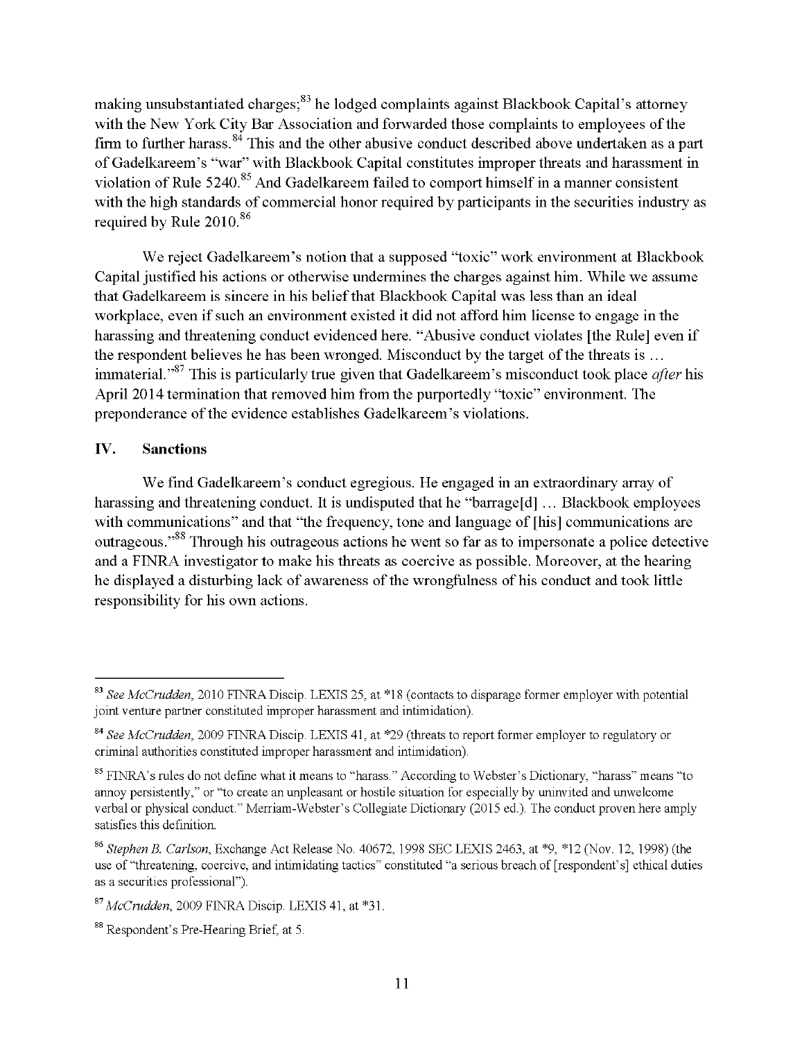making unsubstantiated charges;[83] he lodged complaints against Blackbook Capital's attorney with the New York City Bar Association and forwarded those complaints to employees of the firm to further harass.[84] This and the other abusive conduct described above undertaken as a part of Gadelkareem's "war" with Blackbook Capital constitutes improper threats and harassment in violation of Rule 5240.[85] And Gadelkareem failed to comport himself in a manner consistent with the high standards of commercial honor required by participants in the securities industry as required by Rule 2010.[86]

We reject Gadelkareem's notion that a supposed "toxic" work environment at Blackbook Capital justified his actions or otherwise undermines the charges against him. While we assume that Gadelkareem is sincere in his belief that Blackbook Capital was less than an ideal workplace, even if such an environment existed it did not afford him license to engage in the harassing and threatening conduct evidenced here. "Abusive conduct violates [the Rule] even if the respondent believes he has been wronged. Misconduct by the target of the threats is … immaterial."[87] This is particularly true given that Gadelkareem's misconduct took place *after* his April 2014 termination that removed him from the purportedly "toxic" environment. The preponderance of the evidence establishes Gadelkareem's violations.

## IV. Sanctions

We find Gadelkareem's conduct egregious. He engaged in an extraordinary array of harassing and threatening conduct. It is undisputed that he "barrage[d] … Blackbook employees with communications" and that "the frequency, tone and language of [his] communications are outrageous."[88] Through his outrageous actions he went so far as to impersonate a police detective and a FINRA investigator to make his threats as coercive as possible. Moreover, at the hearing he displayed a disturbing lack of awareness of the wrongfulness of his conduct and took little responsibility for his own actions.

---

[83] *See McCrudden*, 2010 FINRA Discip. LEXIS 25, at *18 (contacts to disparage former employer with potential joint venture partner constituted improper harassment and intimidation).

[84] *See McCrudden*, 2009 FINRA Discip. LEXIS 41, at *29 (threats to report former employer to regulatory or criminal authorities constituted improper harassment and intimidation).

[85] FINRA's rules do not define what it means to "harass." According to Webster's Dictionary, "harass" means "to annoy persistently," or "to create an unpleasant or hostile situation for especially by uninvited and unwelcome verbal or physical conduct." Merriam-Webster's Collegiate Dictionary (2015 ed.). The conduct proven here amply satisfies this definition.

[86] *Stephen B. Carlson*, Exchange Act Release No. 40672, 1998 SEC LEXIS 2463, at *9, *12 (Nov. 12, 1998) (the use of "threatening, coercive, and intimidating tactics" constituted "a serious breach of [respondent's] ethical duties as a securities professional").

[87] *McCrudden*, 2009 FINRA Discip. LEXIS 41, at *31.

[88] Respondent's Pre-Hearing Brief, at 5.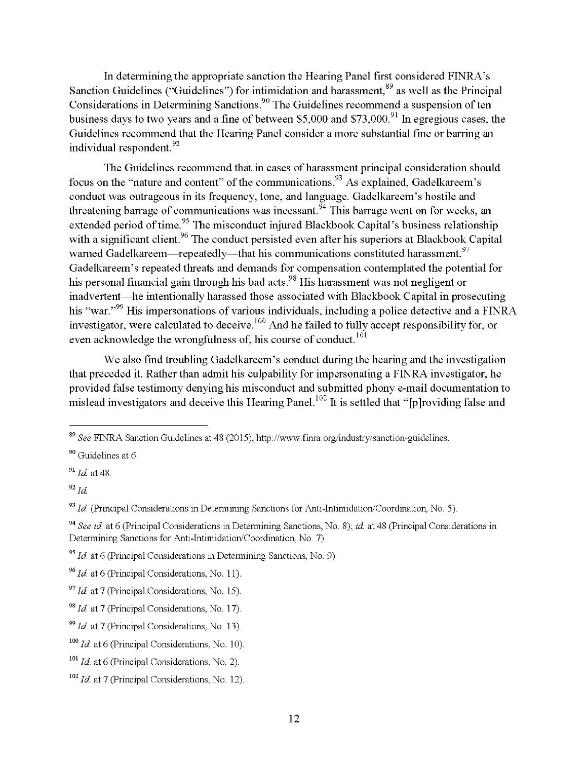In determining the appropriate sanction the Hearing Panel first considered FINRA's Sanction Guidelines ("Guidelines") for intimidation and harassment,[89] as well as the Principal Considerations in Determining Sanctions.[90] The Guidelines recommend a suspension of ten business days to two years and a fine of between $5,000 and $73,000.[91] In egregious cases, the Guidelines recommend that the Hearing Panel consider a more substantial fine or barring an individual respondent.[92]

The Guidelines recommend that in cases of harassment principal consideration should focus on the "nature and content" of the communications.[93] As explained, Gadelkareem's conduct was outrageous in its frequency, tone, and language. Gadelkareem's hostile and threatening barrage of communications was incessant.[94] This barrage went on for weeks, an extended period of time.[95] The misconduct injured Blackbook Capital's business relationship with a significant client.[96] The conduct persisted even after his superiors at Blackbook Capital warned Gadelkareem—repeatedly—that his communications constituted harassment.[97] Gadelkareem's repeated threats and demands for compensation contemplated the potential for his personal financial gain through his bad acts.[98] His harassment was not negligent or inadvertent—he intentionally harassed those associated with Blackbook Capital in prosecuting his "war."[99] His impersonations of various individuals, including a police detective and a FINRA investigator, were calculated to deceive.[100] And he failed to fully accept responsibility for, or even acknowledge the wrongfulness of, his course of conduct.[101]

We also find troubling Gadelkareem's conduct during the hearing and the investigation that preceded it. Rather than admit his culpability for impersonating a FINRA investigator, he provided false testimony denying his misconduct and submitted phony e-mail documentation to mislead investigators and deceive this Hearing Panel.[102] It is settled that "[p]roviding false and

---

[89] *See* FINRA Sanction Guidelines at 48 (2015), http://www.finra.org/industry/sanction-guidelines.

[90] Guidelines at 6.

[91] *Id.* at 48.

[92] *Id.*

[93] *Id.* (Principal Considerations in Determining Sanctions for Anti-Intimidation/Coordination, No. 5).

[94] *See id.* at 6 (Principal Considerations in Determining Sanctions, No. 8); *id.* at 48 (Principal Considerations in Determining Sanctions for Anti-Intimidation/Coordination, No. 7).

[95] *Id.* at 6 (Principal Considerations in Determining Sanctions, No. 9).

[96] *Id.* at 6 (Principal Considerations, No. 11).

[97] *Id.* at 7 (Principal Considerations, No. 15).

[98] *Id.* at 7 (Principal Considerations, No. 17).

[99] *Id.* at 7 (Principal Considerations, No. 13).

[100] *Id.* at 6 (Principal Considerations, No. 10).

[101] *Id.* at 6 (Principal Considerations, No. 2).

[102] *Id.* at 7 (Principal Considerations, No. 12).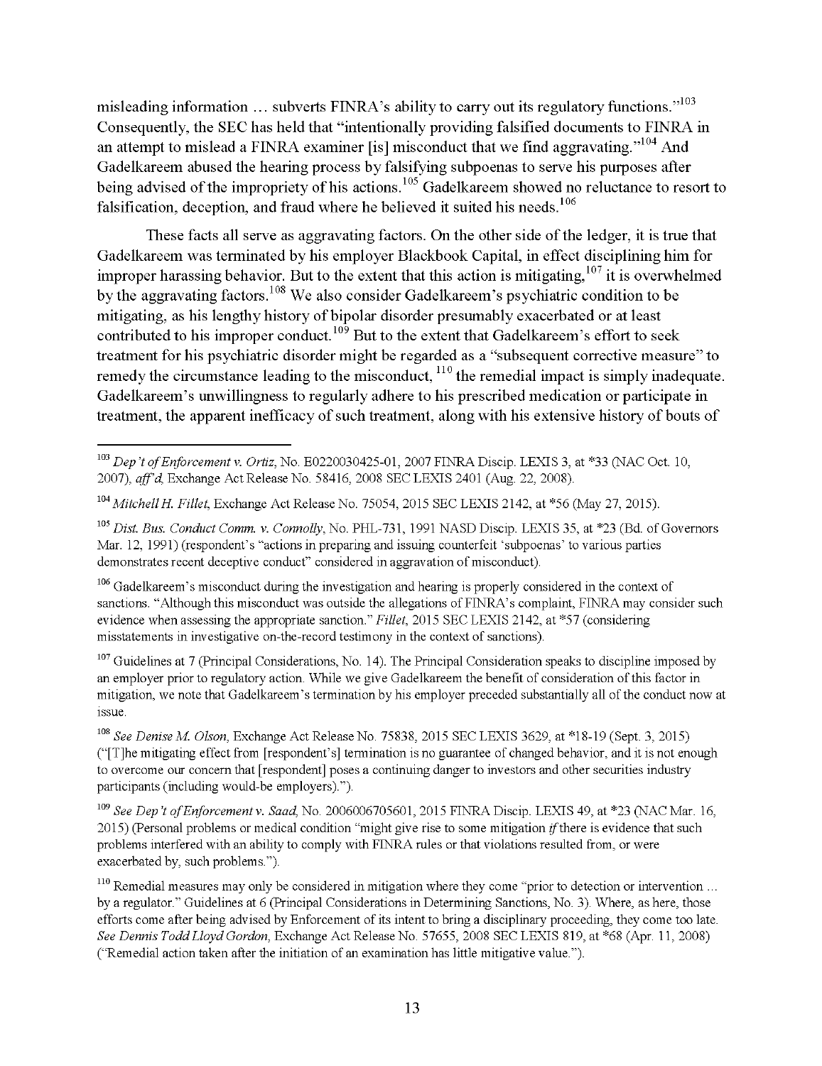misleading information … subverts FINRA's ability to carry out its regulatory functions."[103] Consequently, the SEC has held that "intentionally providing falsified documents to FINRA in an attempt to mislead a FINRA examiner [is] misconduct that we find aggravating."[104] And Gadelkareem abused the hearing process by falsifying subpoenas to serve his purposes after being advised of the impropriety of his actions.[105] Gadelkareem showed no reluctance to resort to falsification, deception, and fraud where he believed it suited his needs.[106]

These facts all serve as aggravating factors. On the other side of the ledger, it is true that Gadelkareem was terminated by his employer Blackbook Capital, in effect disciplining him for improper harassing behavior. But to the extent that this action is mitigating,[107] it is overwhelmed by the aggravating factors.[108] We also consider Gadelkareem's psychiatric condition to be mitigating, as his lengthy history of bipolar disorder presumably exacerbated or at least contributed to his improper conduct.[109] But to the extent that Gadelkareem's effort to seek treatment for his psychiatric disorder might be regarded as a "subsequent corrective measure" to remedy the circumstance leading to the misconduct,[110] the remedial impact is simply inadequate. Gadelkareem's unwillingness to regularly adhere to his prescribed medication or participate in treatment, the apparent inefficacy of such treatment, along with his extensive history of bouts of

---

[103] *Dep't of Enforcement v. Ortiz*, No. E0220030425-01, 2007 FINRA Discip. LEXIS 3, at *33 (NAC Oct. 10, 2007), *aff'd*, Exchange Act Release No. 58416, 2008 SEC LEXIS 2401 (Aug. 22, 2008).

[104] *Mitchell H. Fillet*, Exchange Act Release No. 75054, 2015 SEC LEXIS 2142, at *56 (May 27, 2015).

[105] *Dist. Bus. Conduct Comm. v. Connolly*, No. PHL-731, 1991 NASD Discip. LEXIS 35, at *23 (Bd. of Governors Mar. 12, 1991) (respondent's "actions in preparing and issuing counterfeit 'subpoenas' to various parties demonstrates recent deceptive conduct" considered in aggravation of misconduct).

[106] Gadelkareem's misconduct during the investigation and hearing is properly considered in the context of sanctions. "Although this misconduct was outside the allegations of FINRA's complaint, FINRA may consider such evidence when assessing the appropriate sanction." *Fillet*, 2015 SEC LEXIS 2142, at *57 (considering misstatements in investigative on-the-record testimony in the context of sanctions).

[107] Guidelines at 7 (Principal Considerations, No. 14). The Principal Consideration speaks to discipline imposed by an employer prior to regulatory action. While we give Gadelkareem the benefit of consideration of this factor in mitigation, we note that Gadelkareem's termination by his employer preceded substantially all of the conduct now at issue.

[108] *See Denise M. Olson*, Exchange Act Release No. 75838, 2015 SEC LEXIS 3629, at *18-19 (Sept. 3, 2015) ("[T]he mitigating effect from [respondent's] termination is no guarantee of changed behavior, and it is not enough to overcome our concern that [respondent] poses a continuing danger to investors and other securities industry participants (including would-be employers).").

[109] *See Dep't of Enforcement v. Saad*, No. 2006006705601, 2015 FINRA Discip. LEXIS 49, at *23 (NAC Mar. 16, 2015) (Personal problems or medical condition "might give rise to some mitigation *if* there is evidence that such problems interfered with an ability to comply with FINRA rules or that violations resulted from, or were exacerbated by, such problems.").

[110] Remedial measures may only be considered in mitigation where they come "prior to detection or intervention … by a regulator." Guidelines at 6 (Principal Considerations in Determining Sanctions, No. 3). Where, as here, those efforts come after being advised by Enforcement of its intent to bring a disciplinary proceeding, they come too late. *See Dennis Todd Lloyd Gordon*, Exchange Act Release No. 57655, 2008 SEC LEXIS 819, at *68 (Apr. 11, 2008) ("Remedial action taken after the initiation of an examination has little mitigative value.").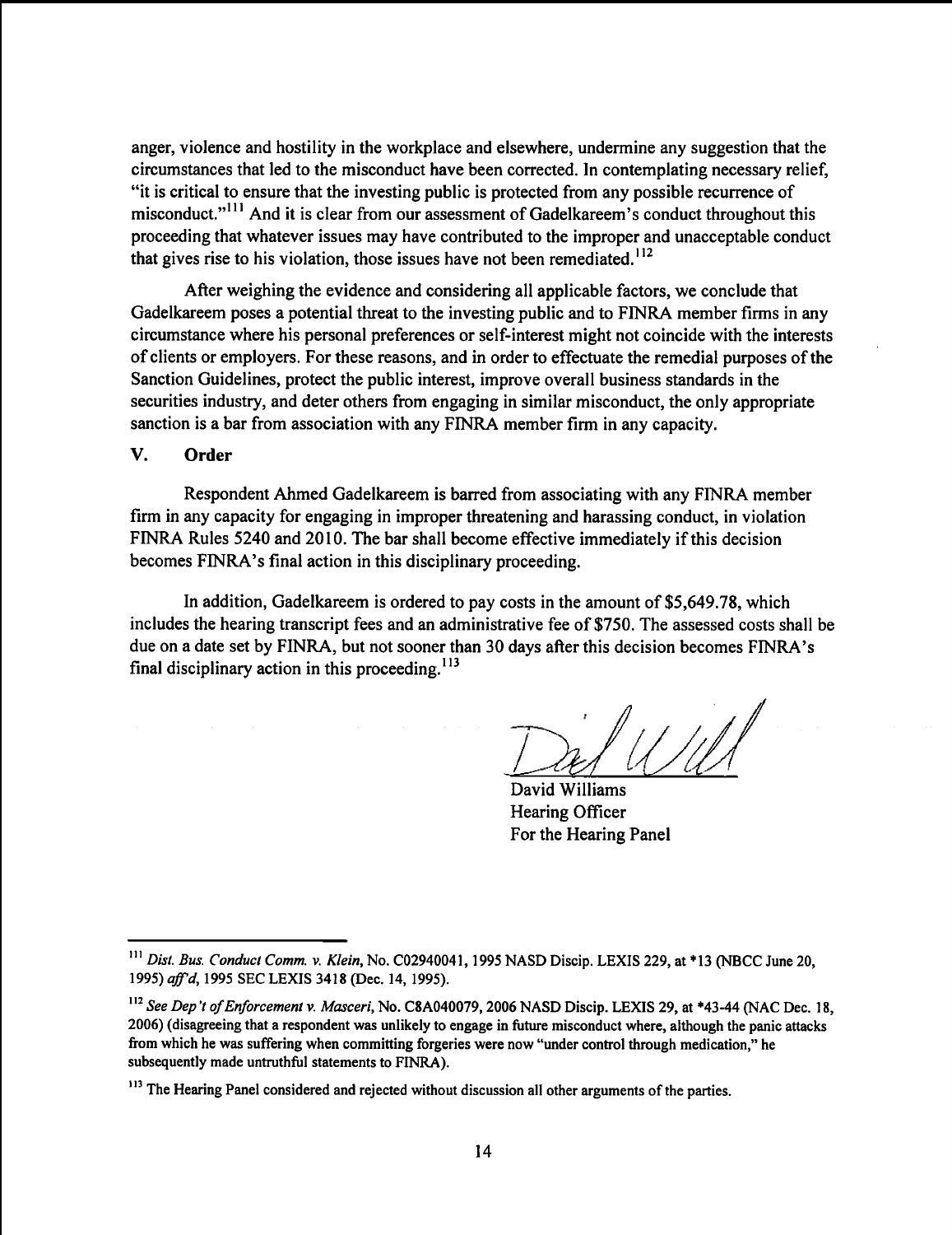anger, violence and hostility in the workplace and elsewhere, undermine any suggestion that the circumstances that led to the misconduct have been corrected. In contemplating necessary relief, "it is critical to ensure that the investing public is protected from any possible recurrence of misconduct."[111] And it is clear from our assessment of Gadelkareem's conduct throughout this proceeding that whatever issues may have contributed to the improper and unacceptable conduct that gives rise to his violation, those issues have not been remediated.[112]

After weighing the evidence and considering all applicable factors, we conclude that Gadelkareem poses a potential threat to the investing public and to FINRA member firms in any circumstance where his personal preferences or self-interest might not coincide with the interests of clients or employers. For these reasons, and in order to effectuate the remedial purposes of the Sanction Guidelines, protect the public interest, improve overall business standards in the securities industry, and deter others from engaging in similar misconduct, the only appropriate sanction is a bar from association with any FINRA member firm in any capacity.

## V. Order

Respondent Ahmed Gadelkareem is barred from associating with any FINRA member firm in any capacity for engaging in improper threatening and harassing conduct, in violation FINRA Rules 5240 and 2010. The bar shall become effective immediately if this decision becomes FINRA's final action in this disciplinary proceeding.

In addition, Gadelkareem is ordered to pay costs in the amount of $5,649.78, which includes the hearing transcript fees and an administrative fee of $750. The assessed costs shall be due on a date set by FINRA, but not sooner than 30 days after this decision becomes FINRA's final disciplinary action in this proceeding.[113]

David Williams
Hearing Officer
For the Hearing Panel

---

[111] *Dist. Bus. Conduct Comm. v. Klein*, No. C02940041, 1995 NASD Discip. LEXIS 229, at *13 (NBCC June 20, 1995) *aff'd*, 1995 SEC LEXIS 3418 (Dec. 14, 1995).

[112] *See Dep't of Enforcement v. Masceri*, No. C8A040079, 2006 NASD Discip. LEXIS 29, at *43-44 (NAC Dec. 18, 2006) (disagreeing that a respondent was unlikely to engage in future misconduct where, although the panic attacks from which he was suffering when committing forgeries were now "under control through medication," he subsequently made untruthful statements to FINRA).

[113] The Hearing Panel considered and rejected without discussion all other arguments of the parties.